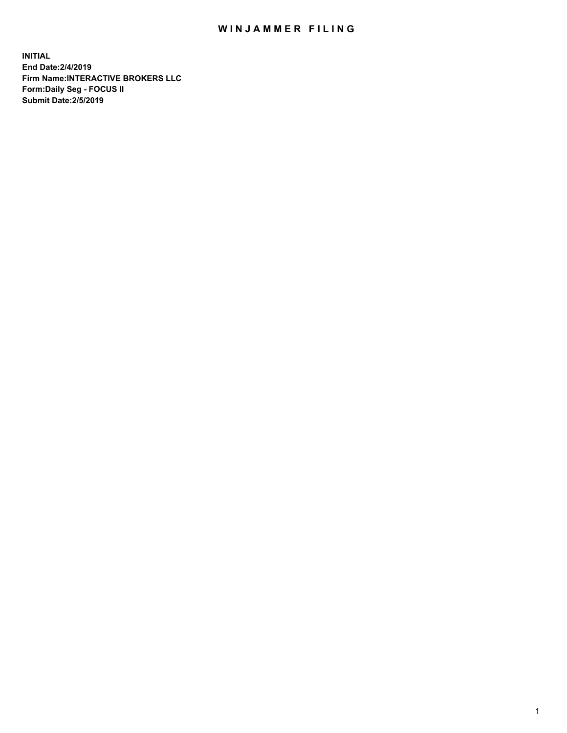# WINJAMMER FILING

**INITIAL**
**End Date:2/4/2019**
**Firm Name:INTERACTIVE BROKERS LLC**
**Form:Daily Seg - FOCUS II**
**Submit Date:2/5/2019**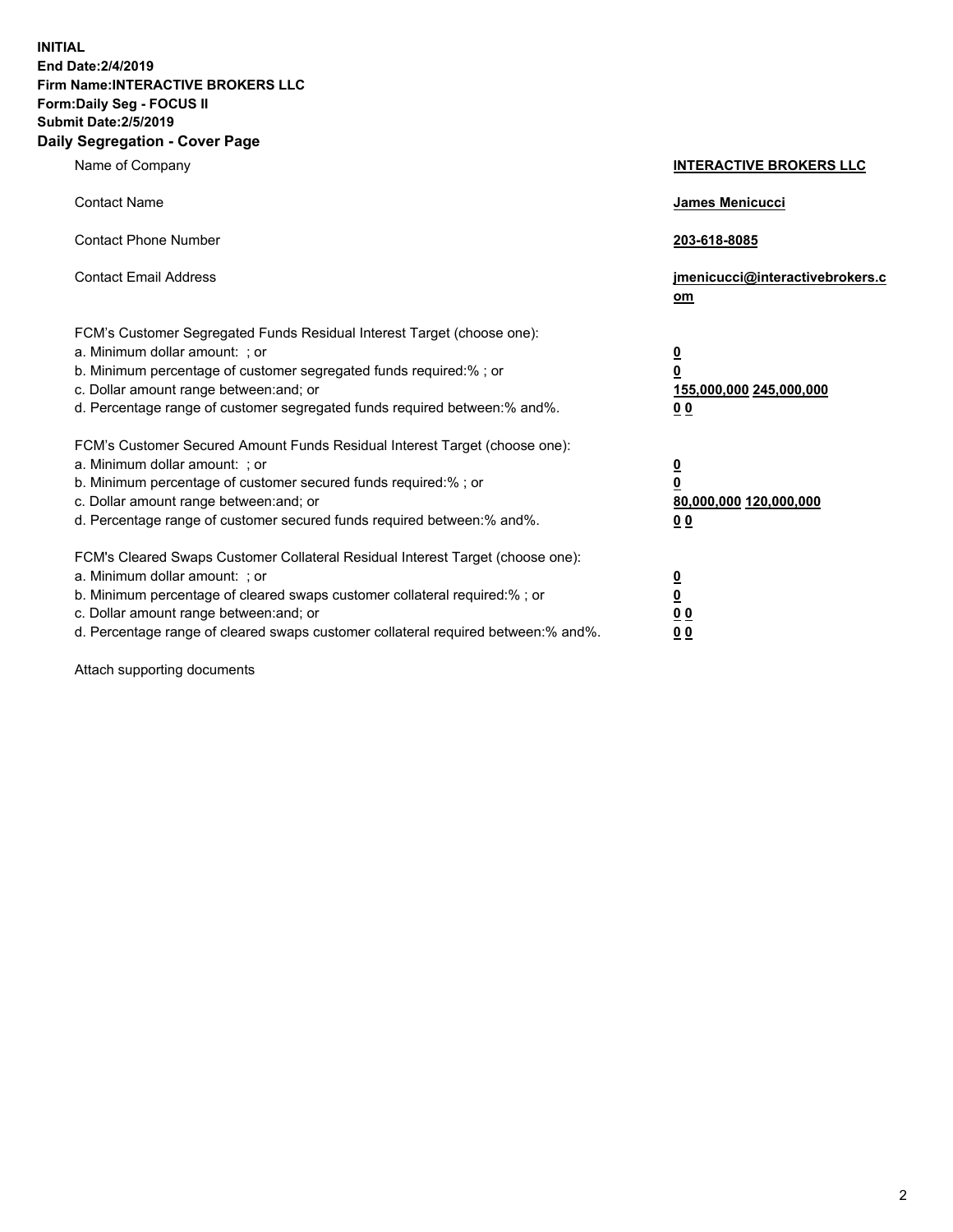**INITIAL**
**End Date:2/4/2019**
**Firm Name:INTERACTIVE BROKERS LLC**
**Form:Daily Seg - FOCUS II**
**Submit Date:2/5/2019**

## Daily Segregation - Cover Page

| | |
|---|---|
| Name of Company | **INTERACTIVE BROKERS LLC** |
| Contact Name | **James Menicucci** |
| Contact Phone Number | **203-618-8085** |
| Contact Email Address | **jmenicucci@interactivebrokers.com** |
| FCM's Customer Segregated Funds Residual Interest Target (choose one): | |
| a. Minimum dollar amount: ; or | **0** |
| b. Minimum percentage of customer segregated funds required:% ; or | **0** |
| c. Dollar amount range between:and; or | **155,000,000 245,000,000** |
| d. Percentage range of customer segregated funds required between:% and%. | **0 0** |
| FCM's Customer Secured Amount Funds Residual Interest Target (choose one): | |
| a. Minimum dollar amount: ; or | **0** |
| b. Minimum percentage of customer secured funds required:% ; or | **0** |
| c. Dollar amount range between:and; or | **80,000,000 120,000,000** |
| d. Percentage range of customer secured funds required between:% and%. | **0 0** |
| FCM's Cleared Swaps Customer Collateral Residual Interest Target (choose one): | |
| a. Minimum dollar amount: ; or | **0** |
| b. Minimum percentage of cleared swaps customer collateral required:% ; or | **0** |
| c. Dollar amount range between:and; or | **0 0** |
| d. Percentage range of cleared swaps customer collateral required between:% and%. | **0 0** |

Attach supporting documents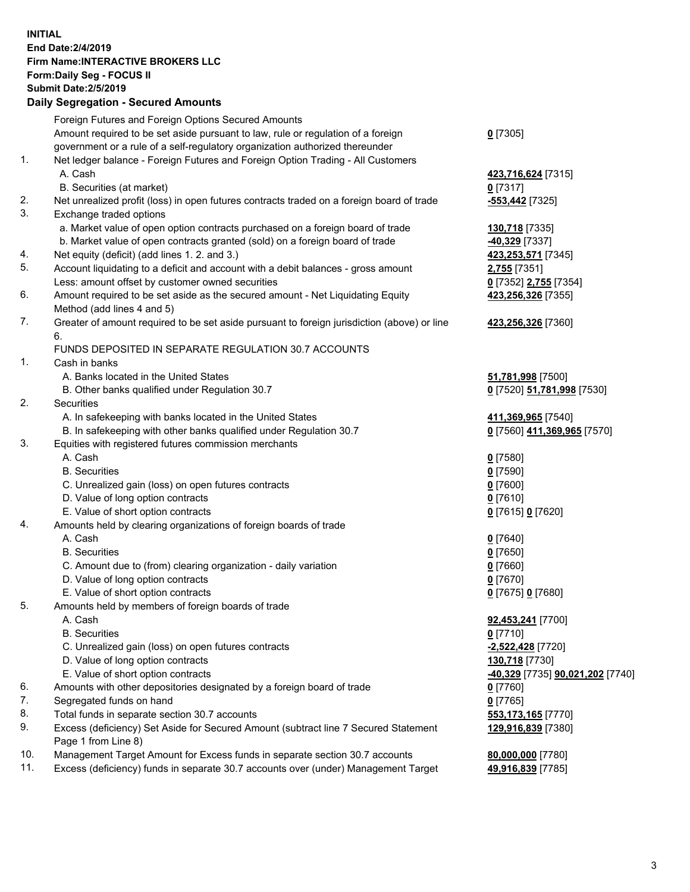**INITIAL**
**End Date:2/4/2019**
**Firm Name:INTERACTIVE BROKERS LLC**
**Form:Daily Seg - FOCUS II**
**Submit Date:2/5/2019**
**Daily Segregation - Secured Amounts**

| | | |
|---|---|---|
| | Foreign Futures and Foreign Options Secured Amounts | |
| | Amount required to be set aside pursuant to law, rule or regulation of a foreign government or a rule of a self-regulatory organization authorized thereunder | **0** [7305] |
| 1. | Net ledger balance - Foreign Futures and Foreign Option Trading - All Customers | |
| | A. Cash | **423,716,624** [7315] |
| | B. Securities (at market) | **0** [7317] |
| 2. | Net unrealized profit (loss) in open futures contracts traded on a foreign board of trade | **-553,442** [7325] |
| 3. | Exchange traded options | |
| | a. Market value of open option contracts purchased on a foreign board of trade | **130,718** [7335] |
| | b. Market value of open contracts granted (sold) on a foreign board of trade | **-40,329** [7337] |
| 4. | Net equity (deficit) (add lines 1. 2. and 3.) | **423,253,571** [7345] |
| 5. | Account liquidating to a deficit and account with a debit balances - gross amount | **2,755** [7351] |
| | Less: amount offset by customer owned securities | **0** [7352] **2,755** [7354] |
| 6. | Amount required to be set aside as the secured amount - Net Liquidating Equity Method (add lines 4 and 5) | **423,256,326** [7355] |
| 7. | Greater of amount required to be set aside pursuant to foreign jurisdiction (above) or line 6. | **423,256,326** [7360] |
| | FUNDS DEPOSITED IN SEPARATE REGULATION 30.7 ACCOUNTS | |
| 1. | Cash in banks | |
| | A. Banks located in the United States | **51,781,998** [7500] |
| | B. Other banks qualified under Regulation 30.7 | **0** [7520] **51,781,998** [7530] |
| 2. | Securities | |
| | A. In safekeeping with banks located in the United States | **411,369,965** [7540] |
| | B. In safekeeping with other banks qualified under Regulation 30.7 | **0** [7560] **411,369,965** [7570] |
| 3. | Equities with registered futures commission merchants | |
| | A. Cash | **0** [7580] |
| | B. Securities | **0** [7590] |
| | C. Unrealized gain (loss) on open futures contracts | **0** [7600] |
| | D. Value of long option contracts | **0** [7610] |
| | E. Value of short option contracts | **0** [7615] **0** [7620] |
| 4. | Amounts held by clearing organizations of foreign boards of trade | |
| | A. Cash | **0** [7640] |
| | B. Securities | **0** [7650] |
| | C. Amount due to (from) clearing organization - daily variation | **0** [7660] |
| | D. Value of long option contracts | **0** [7670] |
| | E. Value of short option contracts | **0** [7675] **0** [7680] |
| 5. | Amounts held by members of foreign boards of trade | |
| | A. Cash | **92,453,241** [7700] |
| | B. Securities | **0** [7710] |
| | C. Unrealized gain (loss) on open futures contracts | **-2,522,428** [7720] |
| | D. Value of long option contracts | **130,718** [7730] |
| | E. Value of short option contracts | **-40,329** [7735] **90,021,202** [7740] |
| 6. | Amounts with other depositories designated by a foreign board of trade | **0** [7760] |
| 7. | Segregated funds on hand | **0** [7765] |
| 8. | Total funds in separate section 30.7 accounts | **553,173,165** [7770] |
| 9. | Excess (deficiency) Set Aside for Secured Amount (subtract line 7 Secured Statement Page 1 from Line 8) | **129,916,839** [7380] |
| 10. | Management Target Amount for Excess funds in separate section 30.7 accounts | **80,000,000** [7780] |
| 11. | Excess (deficiency) funds in separate 30.7 accounts over (under) Management Target | **49,916,839** [7785] |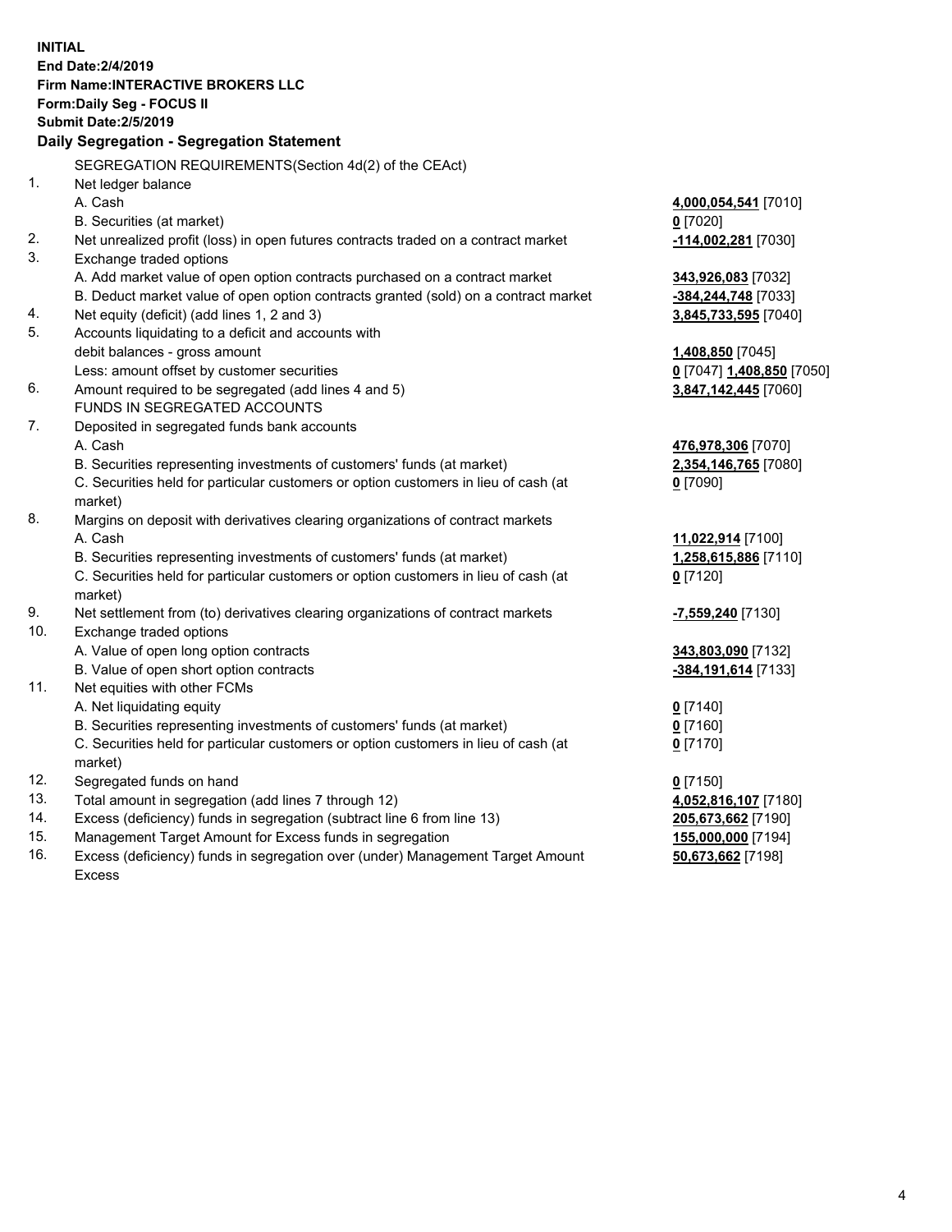**INITIAL**
**End Date:2/4/2019**
**Firm Name:INTERACTIVE BROKERS LLC**
**Form:Daily Seg - FOCUS II**
**Submit Date:2/5/2019**

**Daily Segregation - Segregation Statement**

| | | |
|---|---|---|
| | SEGREGATION REQUIREMENTS(Section 4d(2) of the CEAct) | |
| 1. | Net ledger balance | |
| | A. Cash | **4,000,054,541** [7010] |
| | B. Securities (at market) | **0** [7020] |
| 2. | Net unrealized profit (loss) in open futures contracts traded on a contract market | **-114,002,281** [7030] |
| 3. | Exchange traded options | |
| | A. Add market value of open option contracts purchased on a contract market | **343,926,083** [7032] |
| | B. Deduct market value of open option contracts granted (sold) on a contract market | **-384,244,748** [7033] |
| 4. | Net equity (deficit) (add lines 1, 2 and 3) | **3,845,733,595** [7040] |
| 5. | Accounts liquidating to a deficit and accounts with | |
| | debit balances - gross amount | **1,408,850** [7045] |
| | Less: amount offset by customer securities | **0** [7047] **1,408,850** [7050] |
| 6. | Amount required to be segregated (add lines 4 and 5) | **3,847,142,445** [7060] |
| | FUNDS IN SEGREGATED ACCOUNTS | |
| 7. | Deposited in segregated funds bank accounts | |
| | A. Cash | **476,978,306** [7070] |
| | B. Securities representing investments of customers' funds (at market) | **2,354,146,765** [7080] |
| | C. Securities held for particular customers or option customers in lieu of cash (at market) | **0** [7090] |
| 8. | Margins on deposit with derivatives clearing organizations of contract markets | |
| | A. Cash | **11,022,914** [7100] |
| | B. Securities representing investments of customers' funds (at market) | **1,258,615,886** [7110] |
| | C. Securities held for particular customers or option customers in lieu of cash (at market) | **0** [7120] |
| 9. | Net settlement from (to) derivatives clearing organizations of contract markets | **-7,559,240** [7130] |
| 10. | Exchange traded options | |
| | A. Value of open long option contracts | **343,803,090** [7132] |
| | B. Value of open short option contracts | **-384,191,614** [7133] |
| 11. | Net equities with other FCMs | |
| | A. Net liquidating equity | **0** [7140] |
| | B. Securities representing investments of customers' funds (at market) | **0** [7160] |
| | C. Securities held for particular customers or option customers in lieu of cash (at market) | **0** [7170] |
| 12. | Segregated funds on hand | **0** [7150] |
| 13. | Total amount in segregation (add lines 7 through 12) | **4,052,816,107** [7180] |
| 14. | Excess (deficiency) funds in segregation (subtract line 6 from line 13) | **205,673,662** [7190] |
| 15. | Management Target Amount for Excess funds in segregation | **155,000,000** [7194] |
| 16. | Excess (deficiency) funds in segregation over (under) Management Target Amount Excess | **50,673,662** [7198] |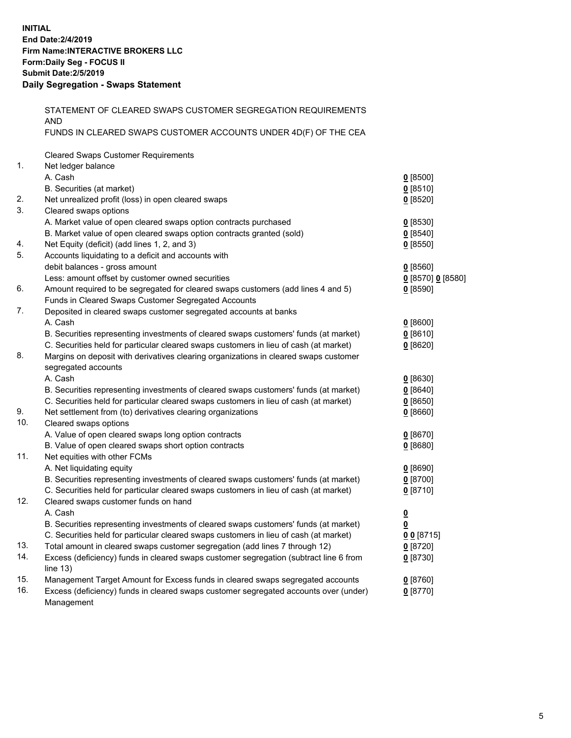**INITIAL**
**End Date:2/4/2019**
**Firm Name:INTERACTIVE BROKERS LLC**
**Form:Daily Seg - FOCUS II**
**Submit Date:2/5/2019**
**Daily Segregation - Swaps Statement**

STATEMENT OF CLEARED SWAPS CUSTOMER SEGREGATION REQUIREMENTS AND FUNDS IN CLEARED SWAPS CUSTOMER ACCOUNTS UNDER 4D(F) OF THE CEA

| | | |
|---|---|---|
| | Cleared Swaps Customer Requirements | |
| 1. | Net ledger balance | |
| | A. Cash | 0 [8500] |
| | B. Securities (at market) | 0 [8510] |
| 2. | Net unrealized profit (loss) in open cleared swaps | 0 [8520] |
| 3. | Cleared swaps options | |
| | A. Market value of open cleared swaps option contracts purchased | 0 [8530] |
| | B. Market value of open cleared swaps option contracts granted (sold) | 0 [8540] |
| 4. | Net Equity (deficit) (add lines 1, 2, and 3) | 0 [8550] |
| 5. | Accounts liquidating to a deficit and accounts with debit balances - gross amount | 0 [8560] |
| | Less: amount offset by customer owned securities | 0 [8570] 0 [8580] |
| 6. | Amount required to be segregated for cleared swaps customers (add lines 4 and 5) | 0 [8590] |
| | Funds in Cleared Swaps Customer Segregated Accounts | |
| 7. | Deposited in cleared swaps customer segregated accounts at banks | |
| | A. Cash | 0 [8600] |
| | B. Securities representing investments of cleared swaps customers' funds (at market) | 0 [8610] |
| | C. Securities held for particular cleared swaps customers in lieu of cash (at market) | 0 [8620] |
| 8. | Margins on deposit with derivatives clearing organizations in cleared swaps customer segregated accounts | |
| | A. Cash | 0 [8630] |
| | B. Securities representing investments of cleared swaps customers' funds (at market) | 0 [8640] |
| | C. Securities held for particular cleared swaps customers in lieu of cash (at market) | 0 [8650] |
| 9. | Net settlement from (to) derivatives clearing organizations | 0 [8660] |
| 10. | Cleared swaps options | |
| | A. Value of open cleared swaps long option contracts | 0 [8670] |
| | B. Value of open cleared swaps short option contracts | 0 [8680] |
| 11. | Net equities with other FCMs | |
| | A. Net liquidating equity | 0 [8690] |
| | B. Securities representing investments of cleared swaps customers' funds (at market) | 0 [8700] |
| | C. Securities held for particular cleared swaps customers in lieu of cash (at market) | 0 [8710] |
| 12. | Cleared swaps customer funds on hand | |
| | A. Cash | 0 |
| | B. Securities representing investments of cleared swaps customers' funds (at market) | 0 |
| | C. Securities held for particular cleared swaps customers in lieu of cash (at market) | 0 0 [8715] |
| 13. | Total amount in cleared swaps customer segregation (add lines 7 through 12) | 0 [8720] |
| 14. | Excess (deficiency) funds in cleared swaps customer segregation (subtract line 6 from line 13) | 0 [8730] |
| 15. | Management Target Amount for Excess funds in cleared swaps segregated accounts | 0 [8760] |
| 16. | Excess (deficiency) funds in cleared swaps customer segregated accounts over (under) Management | 0 [8770] |